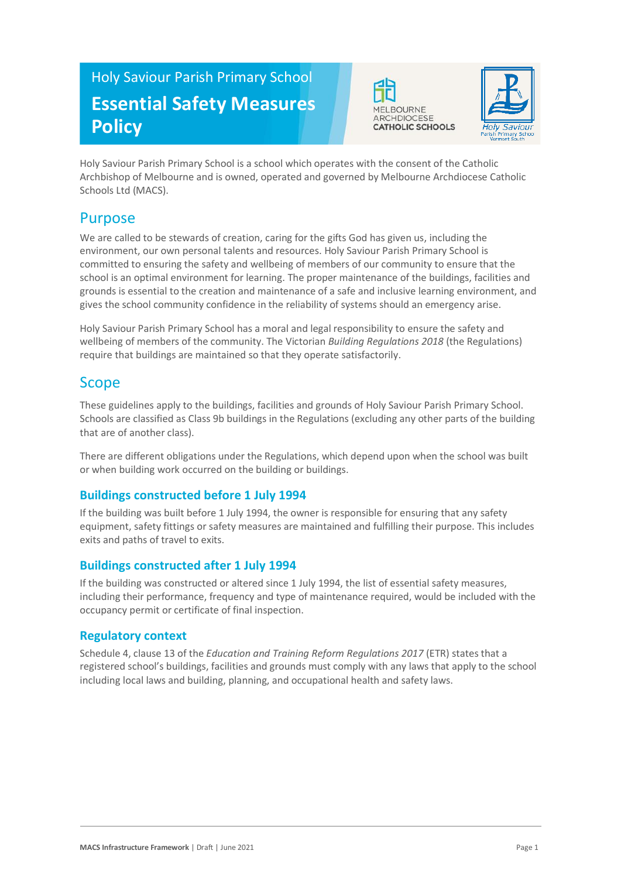Holy Saviour Parish Primary School

# Essential Safety Measures Policy

Holy Saviour Parish Primary School is a school which operates with the consent of the Catholic Archbishop of Melbourne and is owned, operated and governed by Melbourne Archdiocese Catholic Schools Ltd (MACS).

## Purpose

We are called to be stewards of creation, caring for the gifts God has given us, including the environment, our own personal talents and resources. Holy Saviour Parish Primary School is committed to ensuring the safety and wellbeing of members of our community to ensure that the school is an optimal environment for learning. The proper maintenance of the buildings, facilities and grounds is essential to the creation and maintenance of a safe and inclusive learning environment, and gives the school community confidence in the reliability of systems should an emergency arise.

Holy Saviour Parish Primary School has a moral and legal responsibility to ensure the safety and wellbeing of members of the community. The Victorian *Building Regulations 2018* (the Regulations) require that buildings are maintained so that they operate satisfactorily.

## Scope

These guidelines apply to the buildings, facilities and grounds of Holy Saviour Parish Primary School. Schools are classified as Class 9b buildings in the Regulations (excluding any other parts of the building that are of another class).

There are different obligations under the Regulations, which depend upon when the school was built or when building work occurred on the building or buildings.

### Buildings constructed before 1 July 1994

If the building was built before 1 July 1994, the owner is responsible for ensuring that any safety equipment, safety fittings or safety measures are maintained and fulfilling their purpose. This includes exits and paths of travel to exits.

### Buildings constructed after 1 July 1994

If the building was constructed or altered since 1 July 1994, the list of essential safety measures, including their performance, frequency and type of maintenance required, would be included with the occupancy permit or certificate of final inspection.

### Regulatory context

Schedule 4, clause 13 of the *Education and Training Reform Regulations 2017* (ETR) states that a registered school's buildings, facilities and grounds must comply with any laws that apply to the school including local laws and building, planning, and occupational health and safety laws.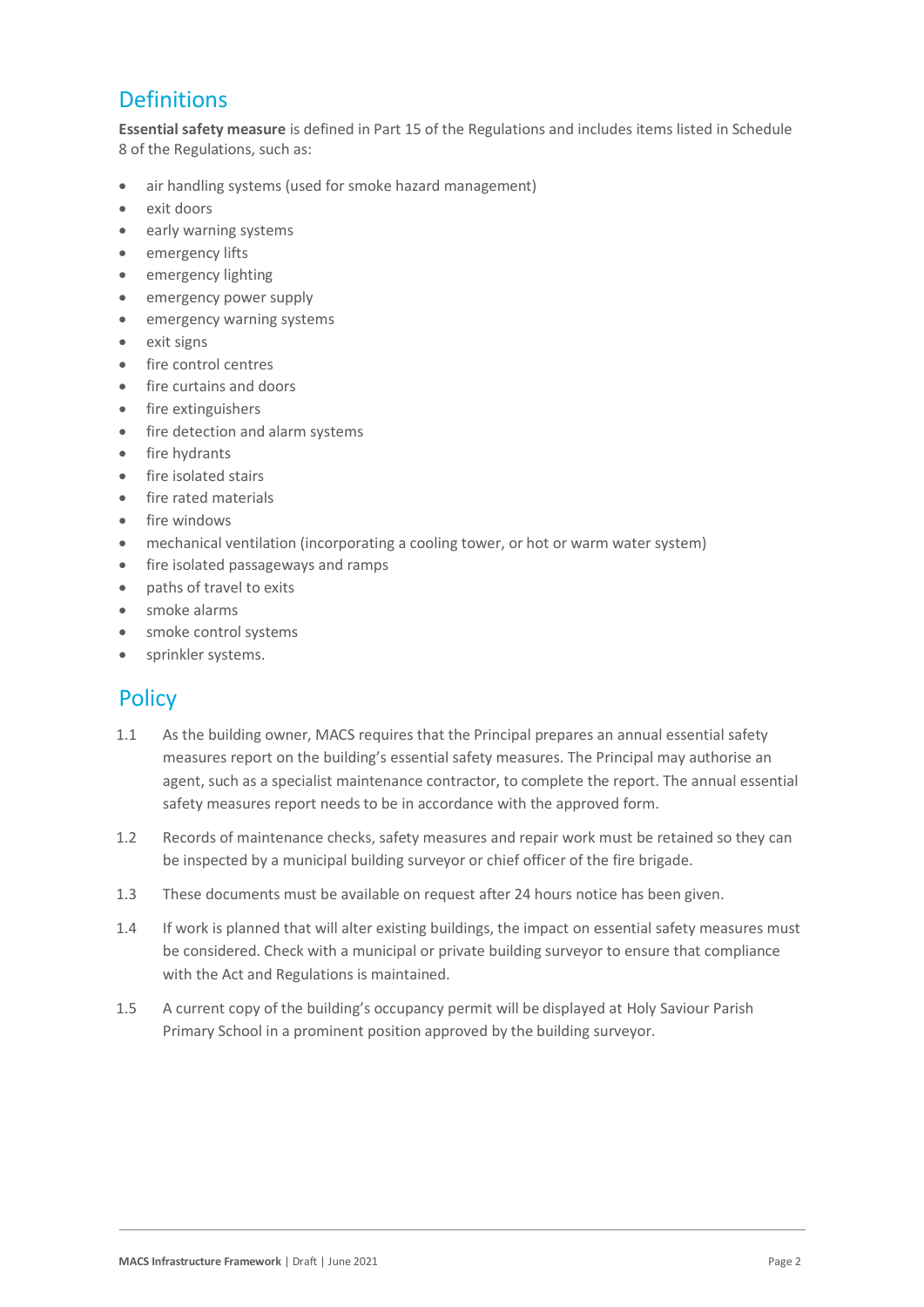## Definitions

**Essential safety measure** is defined in Part 15 of the Regulations and includes items listed in Schedule 8 of the Regulations, such as:

- air handling systems (used for smoke hazard management)
- exit doors
- early warning systems
- emergency lifts
- emergency lighting
- emergency power supply
- emergency warning systems
- exit signs
- fire control centres
- fire curtains and doors
- fire extinguishers
- fire detection and alarm systems
- fire hydrants
- fire isolated stairs
- fire rated materials
- fire windows
- mechanical ventilation (incorporating a cooling tower, or hot or warm water system)
- fire isolated passageways and ramps
- paths of travel to exits
- smoke alarms
- smoke control systems
- sprinkler systems.

## Policy

1.1 As the building owner, MACS requires that the Principal prepares an annual essential safety measures report on the building's essential safety measures. The Principal may authorise an agent, such as a specialist maintenance contractor, to complete the report. The annual essential safety measures report needs to be in accordance with the approved form.

1.2 Records of maintenance checks, safety measures and repair work must be retained so they can be inspected by a municipal building surveyor or chief officer of the fire brigade.

1.3 These documents must be available on request after 24 hours notice has been given.

1.4 If work is planned that will alter existing buildings, the impact on essential safety measures must be considered. Check with a municipal or private building surveyor to ensure that compliance with the Act and Regulations is maintained.

1.5 A current copy of the building's occupancy permit will be displayed at Holy Saviour Parish Primary School in a prominent position approved by the building surveyor.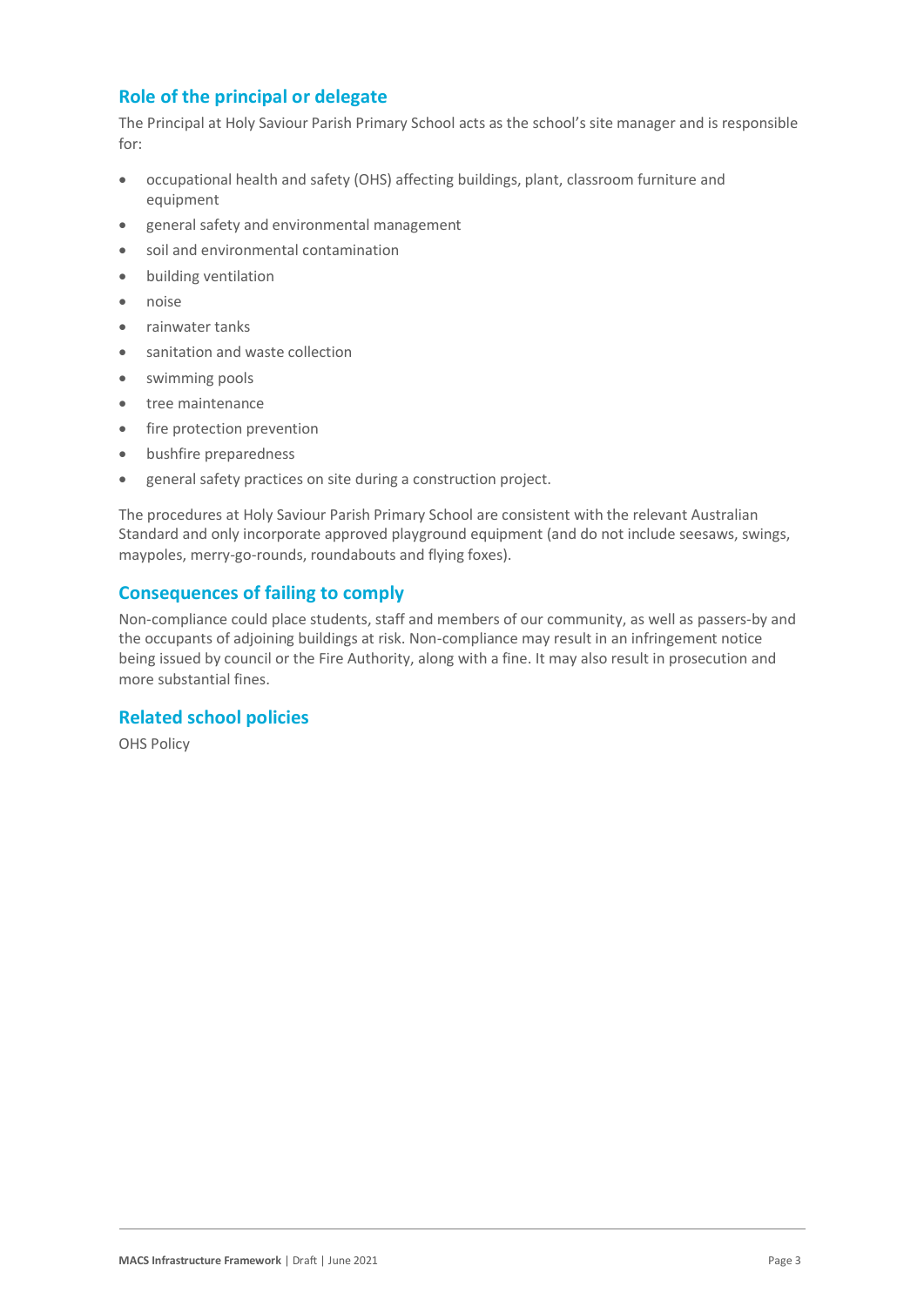## Role of the principal or delegate

The Principal at Holy Saviour Parish Primary School acts as the school's site manager and is responsible for:

- occupational health and safety (OHS) affecting buildings, plant, classroom furniture and equipment
- general safety and environmental management
- soil and environmental contamination
- building ventilation
- noise
- rainwater tanks
- sanitation and waste collection
- swimming pools
- tree maintenance
- fire protection prevention
- bushfire preparedness
- general safety practices on site during a construction project.

The procedures at Holy Saviour Parish Primary School are consistent with the relevant Australian Standard and only incorporate approved playground equipment (and do not include seesaws, swings, maypoles, merry-go-rounds, roundabouts and flying foxes).

## Consequences of failing to comply

Non-compliance could place students, staff and members of our community, as well as passers-by and the occupants of adjoining buildings at risk. Non-compliance may result in an infringement notice being issued by council or the Fire Authority, along with a fine. It may also result in prosecution and more substantial fines.

## Related school policies

OHS Policy